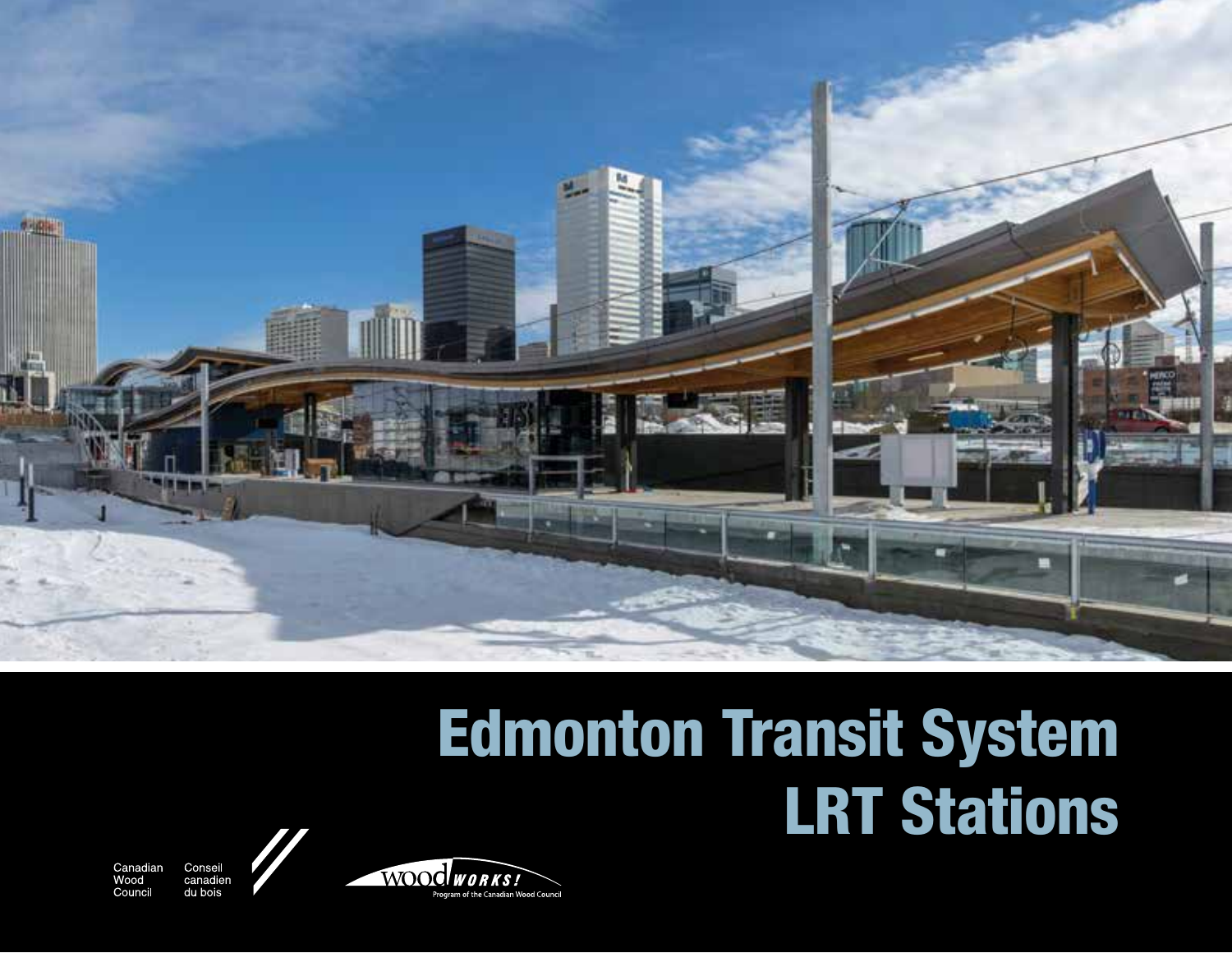# Edmonton Transit System LRT Stations

Canadian Wood Council

Conseil canadien du bois

Wood WORKS! Program of the Canadian Wood Council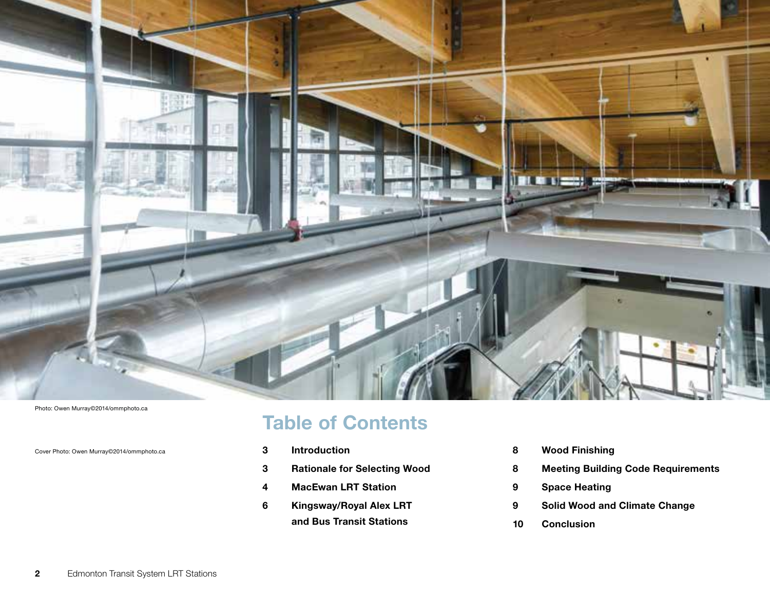Photo: Owen Murray©2014/ommphoto.ca

Cover Photo: Owen Murray©2014/ommphoto.ca

## Table of Contents

| | |
|---|---|
| 3 | **Introduction** |
| 3 | **Rationale for Selecting Wood** |
| 4 | **MacEwan LRT Station** |
| 6 | **Kingsway/Royal Alex LRT and Bus Transit Stations** |
| 8 | **Wood Finishing** |
| 8 | **Meeting Building Code Requirements** |
| 9 | **Space Heating** |
| 9 | **Solid Wood and Climate Change** |
| 10 | **Conclusion** |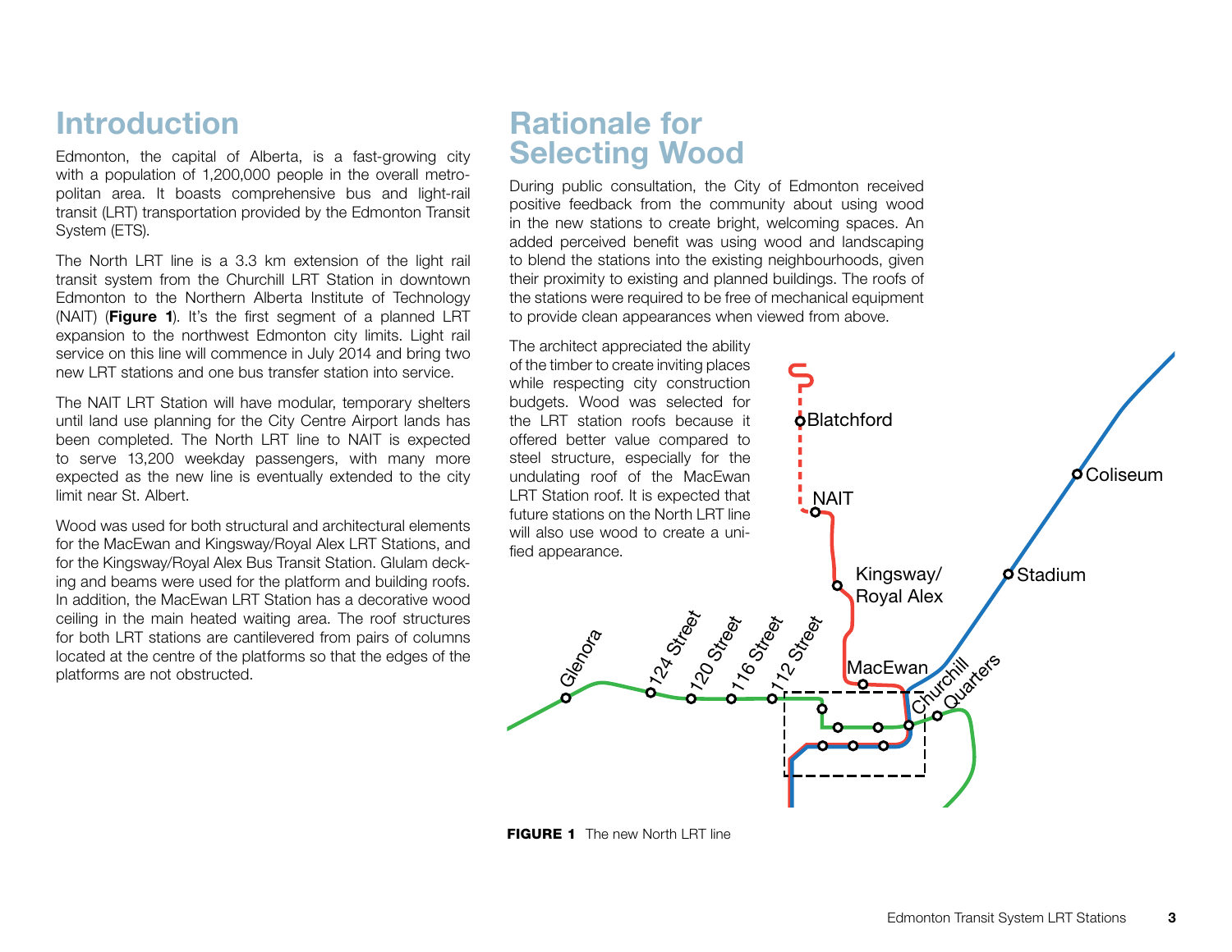# Introduction

Edmonton, the capital of Alberta, is a fast-growing city with a population of 1,200,000 people in the overall metropolitan area. It boasts comprehensive bus and light-rail transit (LRT) transportation provided by the Edmonton Transit System (ETS).

The North LRT line is a 3.3 km extension of the light rail transit system from the Churchill LRT Station in downtown Edmonton to the Northern Alberta Institute of Technology (NAIT) (**Figure 1**). It's the first segment of a planned LRT expansion to the northwest Edmonton city limits. Light rail service on this line will commence in July 2014 and bring two new LRT stations and one bus transfer station into service.

The NAIT LRT Station will have modular, temporary shelters until land use planning for the City Centre Airport lands has been completed. The North LRT line to NAIT is expected to serve 13,200 weekday passengers, with many more expected as the new line is eventually extended to the city limit near St. Albert.

Wood was used for both structural and architectural elements for the MacEwan and Kingsway/Royal Alex LRT Stations, and for the Kingsway/Royal Alex Bus Transit Station. Glulam decking and beams were used for the platform and building roofs. In addition, the MacEwan LRT Station has a decorative wood ceiling in the main heated waiting area. The roof structures for both LRT stations are cantilevered from pairs of columns located at the centre of the platforms so that the edges of the platforms are not obstructed.

# Rationale for Selecting Wood

During public consultation, the City of Edmonton received positive feedback from the community about using wood in the new stations to create bright, welcoming spaces. An added perceived benefit was using wood and landscaping to blend the stations into the existing neighbourhoods, given their proximity to existing and planned buildings. The roofs of the stations were required to be free of mechanical equipment to provide clean appearances when viewed from above.

The architect appreciated the ability of the timber to create inviting places while respecting city construction budgets. Wood was selected for the LRT station roofs because it offered better value compared to steel structure, especially for the undulating roof of the MacEwan LRT Station roof. It is expected that future stations on the North LRT line will also use wood to create a unified appearance.

**FIGURE 1** The new North LRT line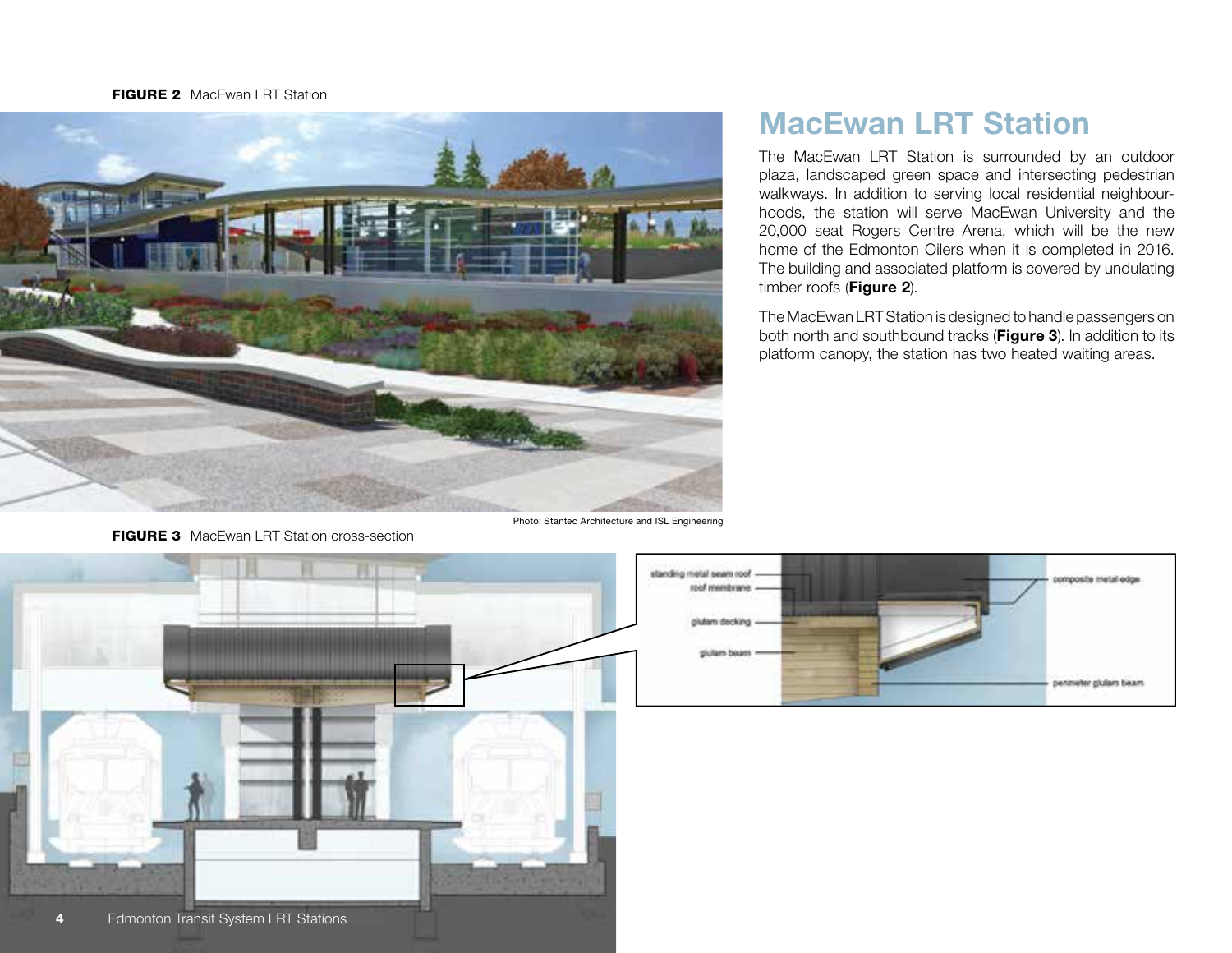**FIGURE 2** MacEwan LRT Station

Photo: Stantec Architecture and ISL Engineering

# MacEwan LRT Station

The MacEwan LRT Station is surrounded by an outdoor plaza, landscaped green space and intersecting pedestrian walkways. In addition to serving local residential neighbourhoods, the station will serve MacEwan University and the 20,000 seat Rogers Centre Arena, which will be the new home of the Edmonton Oilers when it is completed in 2016. The building and associated platform is covered by undulating timber roofs (**Figure 2**).

The MacEwan LRT Station is designed to handle passengers on both north and southbound tracks (**Figure 3**). In addition to its platform canopy, the station has two heated waiting areas.

**FIGURE 3** MacEwan LRT Station cross-section

standing metal seam roof
roof membrane
glulam decking
glulam beam
composite metal edge
perimeter glulam beam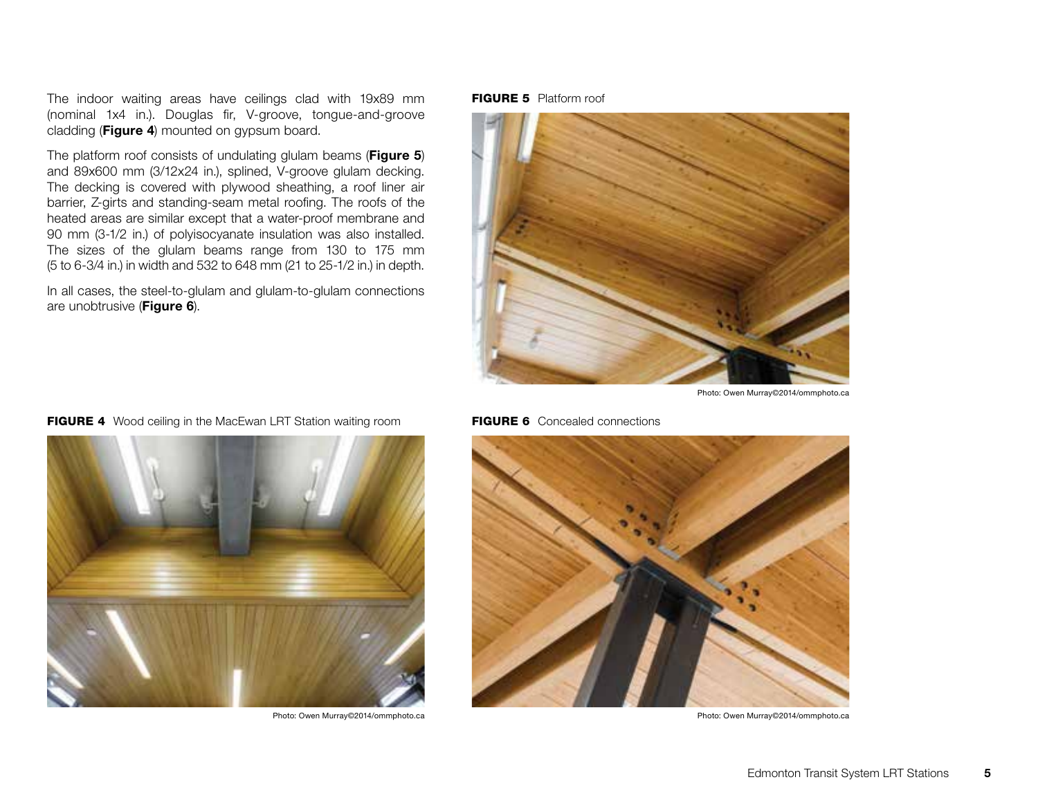The indoor waiting areas have ceilings clad with 19x89 mm (nominal 1x4 in.). Douglas fir, V-groove, tongue-and-groove cladding (**Figure 4**) mounted on gypsum board.

The platform roof consists of undulating glulam beams (**Figure 5**) and 89x600 mm (3/12x24 in.), splined, V-groove glulam decking. The decking is covered with plywood sheathing, a roof liner air barrier, Z-girts and standing-seam metal roofing. The roofs of the heated areas are similar except that a water-proof membrane and 90 mm (3-1/2 in.) of polyisocyanate insulation was also installed. The sizes of the glulam beams range from 130 to 175 mm (5 to 6-3/4 in.) in width and 532 to 648 mm (21 to 25-1/2 in.) in depth.

In all cases, the steel-to-glulam and glulam-to-glulam connections are unobtrusive (**Figure 6**).

**FIGURE 4** Wood ceiling in the MacEwan LRT Station waiting room

Photo: Owen Murray©2014/ommphoto.ca

**FIGURE 5** Platform roof

Photo: Owen Murray©2014/ommphoto.ca

**FIGURE 6** Concealed connections

Photo: Owen Murray©2014/ommphoto.ca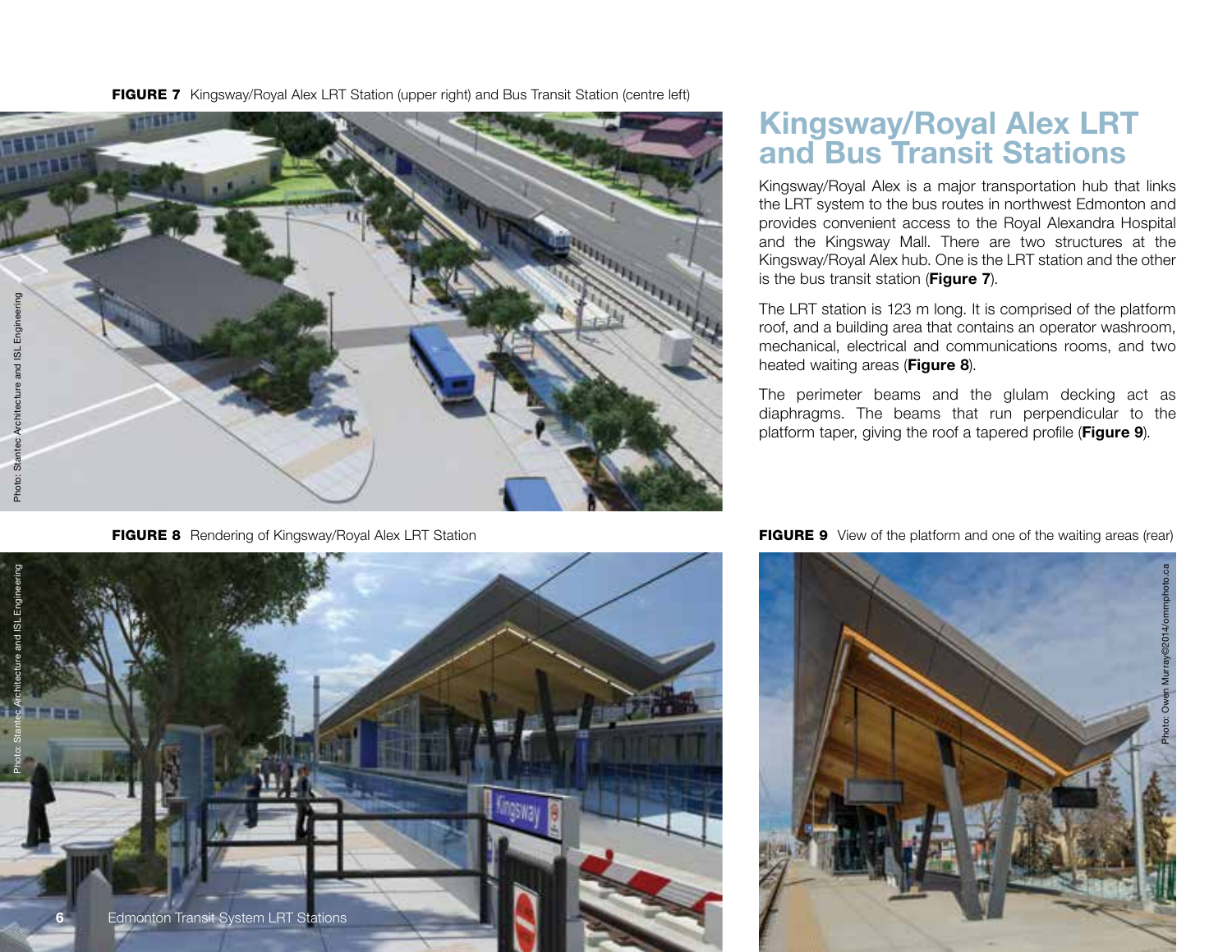**FIGURE 7** Kingsway/Royal Alex LRT Station (upper right) and Bus Transit Station (centre left)

Photo: Stantec Architecture and ISL Engineering

# Kingsway/Royal Alex LRT and Bus Transit Stations

Kingsway/Royal Alex is a major transportation hub that links the LRT system to the bus routes in northwest Edmonton and provides convenient access to the Royal Alexandra Hospital and the Kingsway Mall. There are two structures at the Kingsway/Royal Alex hub. One is the LRT station and the other is the bus transit station (**Figure 7**).

The LRT station is 123 m long. It is comprised of the platform roof, and a building area that contains an operator washroom, mechanical, electrical and communications rooms, and two heated waiting areas (**Figure 8**).

The perimeter beams and the glulam decking act as diaphragms. The beams that run perpendicular to the platform taper, giving the roof a tapered profile (**Figure 9**).

**FIGURE 8** Rendering of Kingsway/Royal Alex LRT Station

Photo: Stantec Architecture and ISL Engineering

**FIGURE 9** View of the platform and one of the waiting areas (rear)

Photo: Owen Murray©2014/ommphoto.ca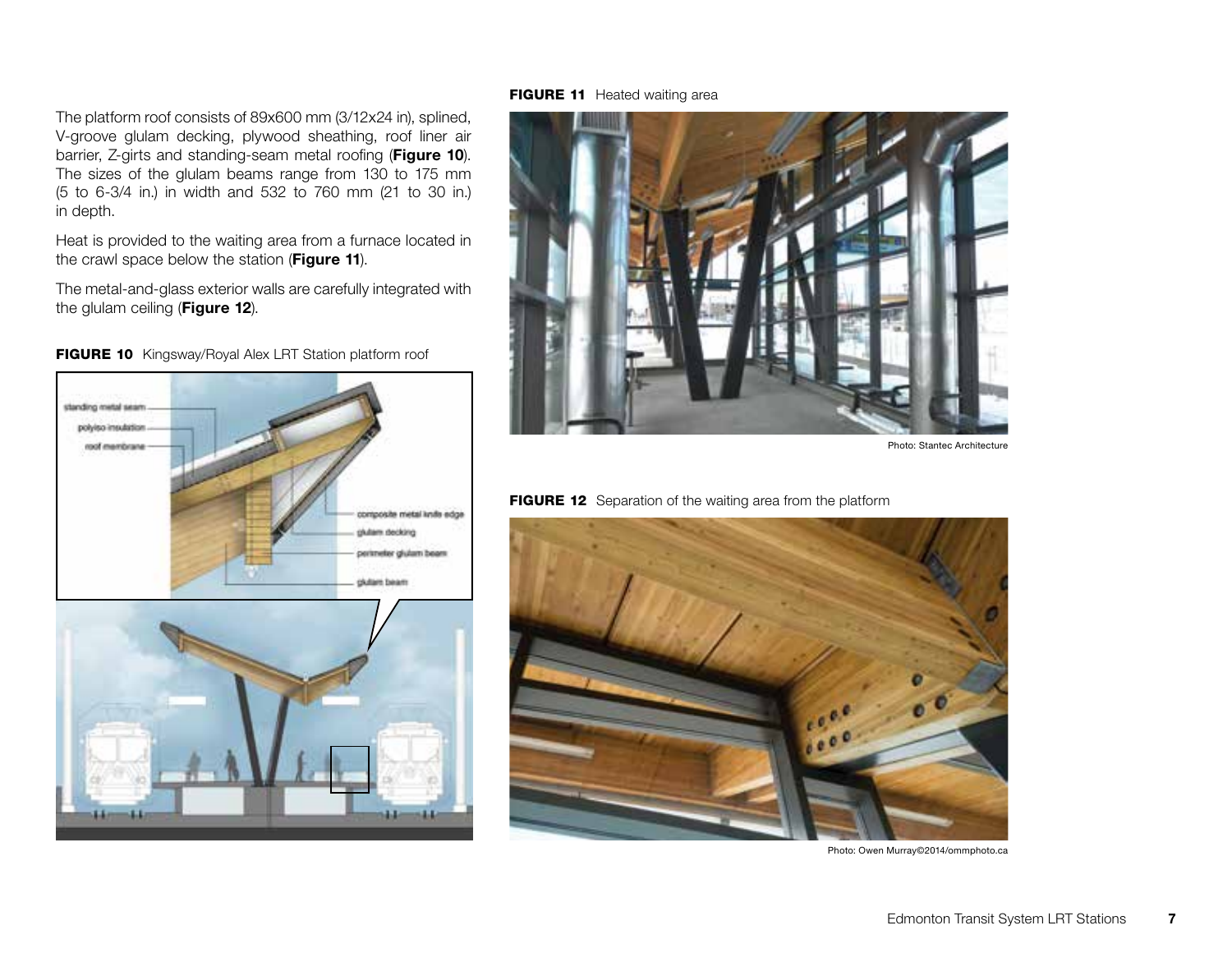The platform roof consists of 89x600 mm (3/12x24 in), splined, V-groove glulam decking, plywood sheathing, roof liner air barrier, Z-girts and standing-seam metal roofing (**Figure 10**). The sizes of the glulam beams range from 130 to 175 mm (5 to 6-3/4 in.) in width and 532 to 760 mm (21 to 30 in.) in depth.

Heat is provided to the waiting area from a furnace located in the crawl space below the station (**Figure 11**).

The metal-and-glass exterior walls are carefully integrated with the glulam ceiling (**Figure 12**).

**FIGURE 10** Kingsway/Royal Alex LRT Station platform roof

**FIGURE 11** Heated waiting area

Photo: Stantec Architecture

**FIGURE 12** Separation of the waiting area from the platform

Photo: Owen Murray©2014/ommphoto.ca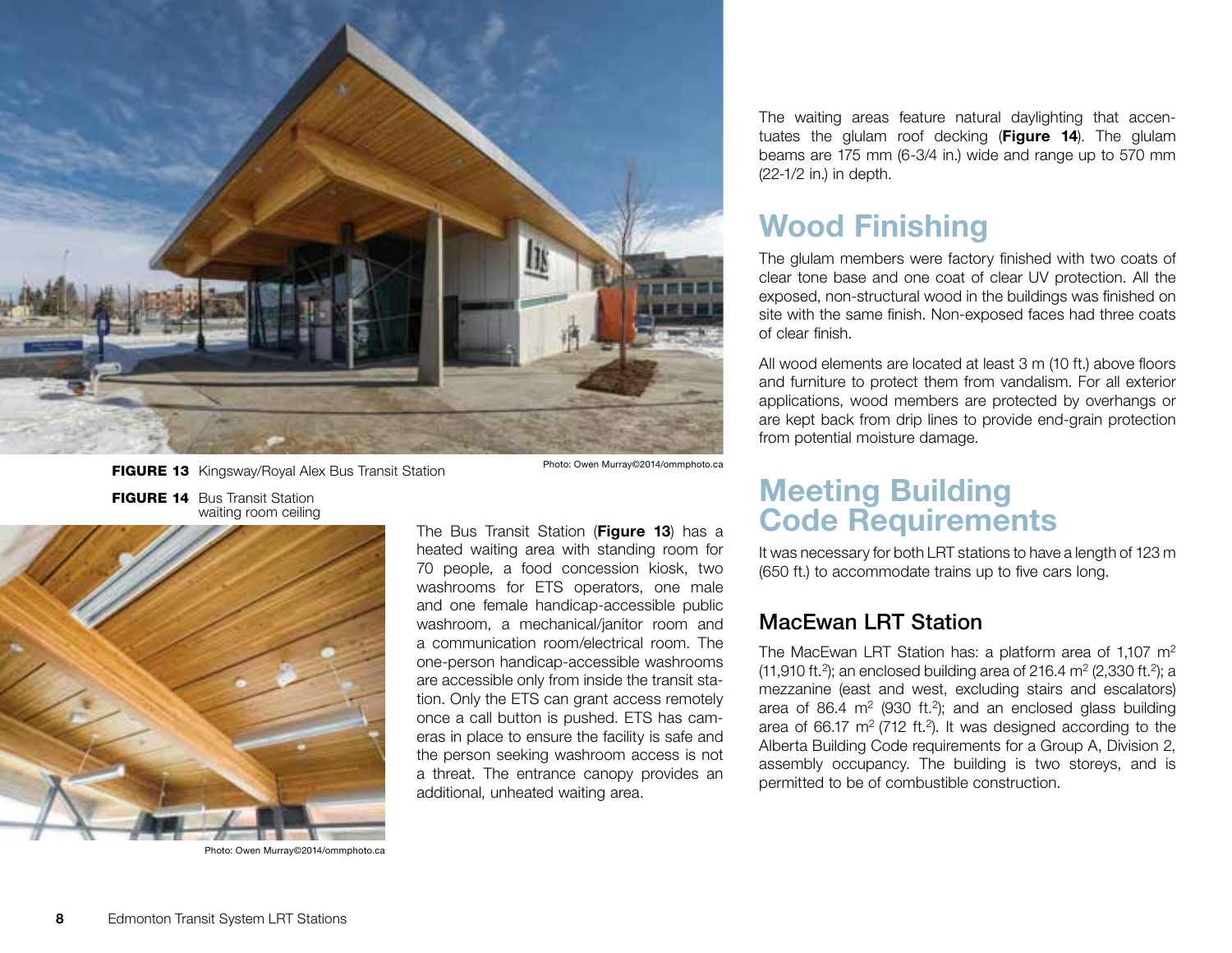**FIGURE 13** Kingsway/Royal Alex Bus Transit Station

Photo: Owen Murray©2014/ommphoto.ca

**FIGURE 14** Bus Transit Station waiting room ceiling

Photo: Owen Murray©2014/ommphoto.ca

The Bus Transit Station (**Figure 13**) has a heated waiting area with standing room for 70 people, a food concession kiosk, two washrooms for ETS operators, one male and one female handicap-accessible public washroom, a mechanical/janitor room and a communication room/electrical room. The one-person handicap-accessible washrooms are accessible only from inside the transit station. Only the ETS can grant access remotely once a call button is pushed. ETS has cameras in place to ensure the facility is safe and the person seeking washroom access is not a threat. The entrance canopy provides an additional, unheated waiting area.

The waiting areas feature natural daylighting that accentuates the glulam roof decking (**Figure 14**). The glulam beams are 175 mm (6-3/4 in.) wide and range up to 570 mm (22-1/2 in.) in depth.

## Wood Finishing

The glulam members were factory finished with two coats of clear tone base and one coat of clear UV protection. All the exposed, non-structural wood in the buildings was finished on site with the same finish. Non-exposed faces had three coats of clear finish.

All wood elements are located at least 3 m (10 ft.) above floors and furniture to protect them from vandalism. For all exterior applications, wood members are protected by overhangs or are kept back from drip lines to provide end-grain protection from potential moisture damage.

## Meeting Building Code Requirements

It was necessary for both LRT stations to have a length of 123 m (650 ft.) to accommodate trains up to five cars long.

### MacEwan LRT Station

The MacEwan LRT Station has: a platform area of 1,107 m$^2$ (11,910 ft.$^2$); an enclosed building area of 216.4 m$^2$ (2,330 ft.$^2$); a mezzanine (east and west, excluding stairs and escalators) area of 86.4 m$^2$ (930 ft.$^2$); and an enclosed glass building area of 66.17 m$^2$ (712 ft.$^2$). It was designed according to the Alberta Building Code requirements for a Group A, Division 2, assembly occupancy. The building is two storeys, and is permitted to be of combustible construction.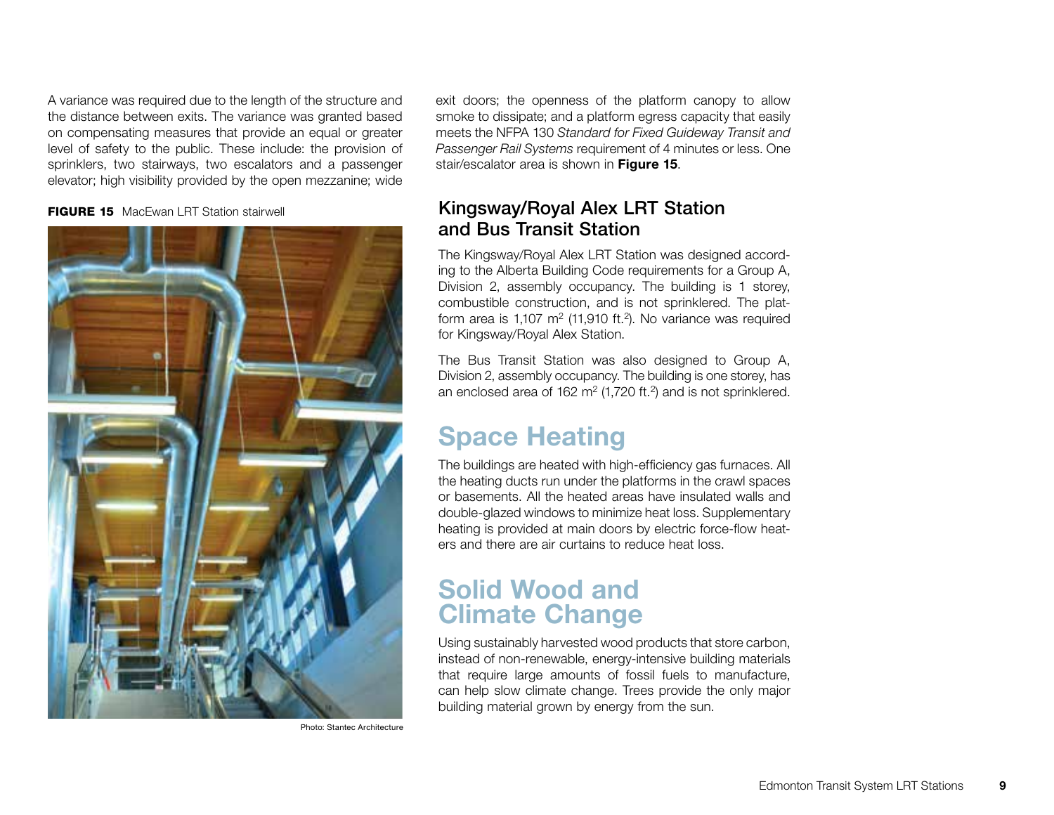A variance was required due to the length of the structure and the distance between exits. The variance was granted based on compensating measures that provide an equal or greater level of safety to the public. These include: the provision of sprinklers, two stairways, two escalators and a passenger elevator; high visibility provided by the open mezzanine; wide exit doors; the openness of the platform canopy to allow smoke to dissipate; and a platform egress capacity that easily meets the NFPA 130 *Standard for Fixed Guideway Transit and Passenger Rail Systems* requirement of 4 minutes or less. One stair/escalator area is shown in **Figure 15**.

**FIGURE 15** MacEwan LRT Station stairwell

Photo: Stantec Architecture

### Kingsway/Royal Alex LRT Station and Bus Transit Station

The Kingsway/Royal Alex LRT Station was designed according to the Alberta Building Code requirements for a Group A, Division 2, assembly occupancy. The building is 1 storey, combustible construction, and is not sprinklered. The platform area is 1,107 m$^2$ (11,910 ft.$^2$). No variance was required for Kingsway/Royal Alex Station.

The Bus Transit Station was also designed to Group A, Division 2, assembly occupancy. The building is one storey, has an enclosed area of 162 m$^2$ (1,720 ft.$^2$) and is not sprinklered.

## Space Heating

The buildings are heated with high-efficiency gas furnaces. All the heating ducts run under the platforms in the crawl spaces or basements. All the heated areas have insulated walls and double-glazed windows to minimize heat loss. Supplementary heating is provided at main doors by electric force-flow heaters and there are air curtains to reduce heat loss.

## Solid Wood and Climate Change

Using sustainably harvested wood products that store carbon, instead of non-renewable, energy-intensive building materials that require large amounts of fossil fuels to manufacture, can help slow climate change. Trees provide the only major building material grown by energy from the sun.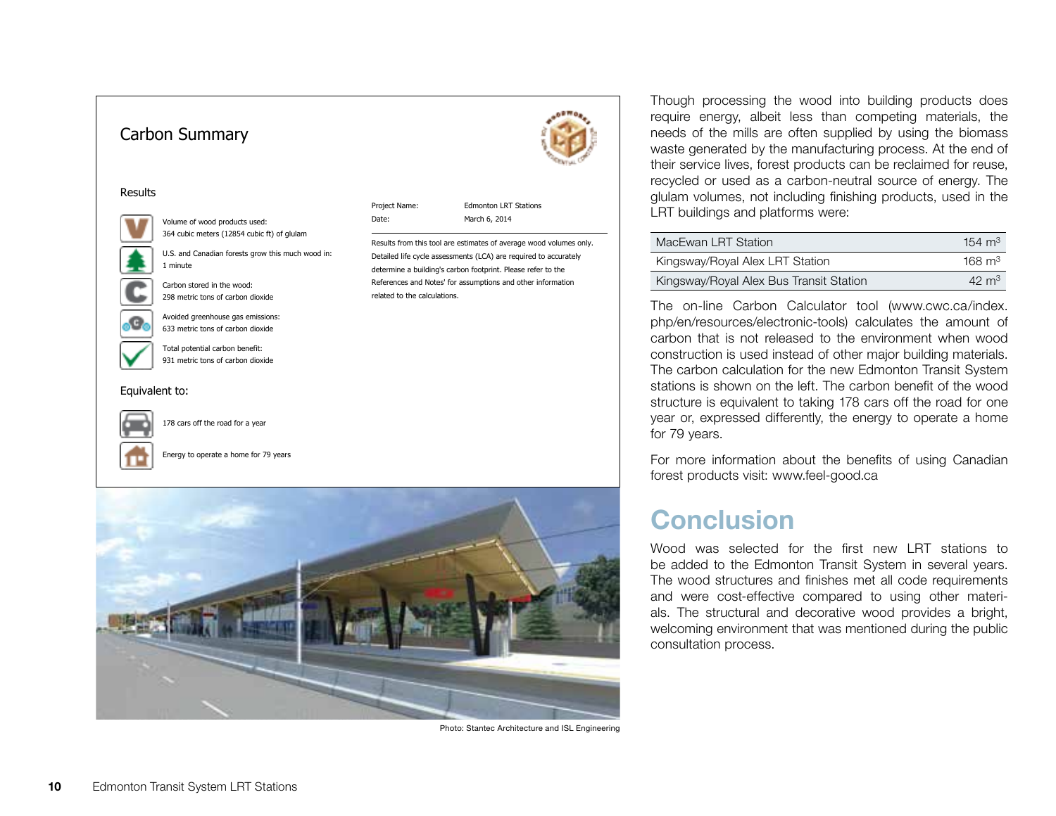## Carbon Summary

### Results

Volume of wood products used:
364 cubic meters (12854 cubic ft) of glulam

U.S. and Canadian forests grow this much wood in:
1 minute

Carbon stored in the wood:
298 metric tons of carbon dioxide

Avoided greenhouse gas emissions:
633 metric tons of carbon dioxide

Total potential carbon benefit:
931 metric tons of carbon dioxide

### Equivalent to:

178 cars off the road for a year

Energy to operate a home for 79 years

| | |
|---|---|
| Project Name: | Edmonton LRT Stations |
| Date: | March 6, 2014 |

Results from this tool are estimates of average wood volumes only. Detailed life cycle assessments (LCA) are required to accurately determine a building's carbon footprint. Please refer to the References and Notes' for assumptions and other information related to the calculations.

Photo: Stantec Architecture and ISL Engineering

Though processing the wood into building products does require energy, albeit less than competing materials, the needs of the mills are often supplied by using the biomass waste generated by the manufacturing process. At the end of their service lives, forest products can be reclaimed for reuse, recycled or used as a carbon-neutral source of energy. The glulam volumes, not including finishing products, used in the LRT buildings and platforms were:

| | |
|---|---|
| MacEwan LRT Station | 154 $m^3$ |
| Kingsway/Royal Alex LRT Station | 168 $m^3$ |
| Kingsway/Royal Alex Bus Transit Station | 42 $m^3$ |

The on-line Carbon Calculator tool (www.cwc.ca/index.php/en/resources/electronic-tools) calculates the amount of carbon that is not released to the environment when wood construction is used instead of other major building materials. The carbon calculation for the new Edmonton Transit System stations is shown on the left. The carbon benefit of the wood structure is equivalent to taking 178 cars off the road for one year or, expressed differently, the energy to operate a home for 79 years.

For more information about the benefits of using Canadian forest products visit: www.feel-good.ca

# Conclusion

Wood was selected for the first new LRT stations to be added to the Edmonton Transit System in several years. The wood structures and finishes met all code requirements and were cost-effective compared to using other materials. The structural and decorative wood provides a bright, welcoming environment that was mentioned during the public consultation process.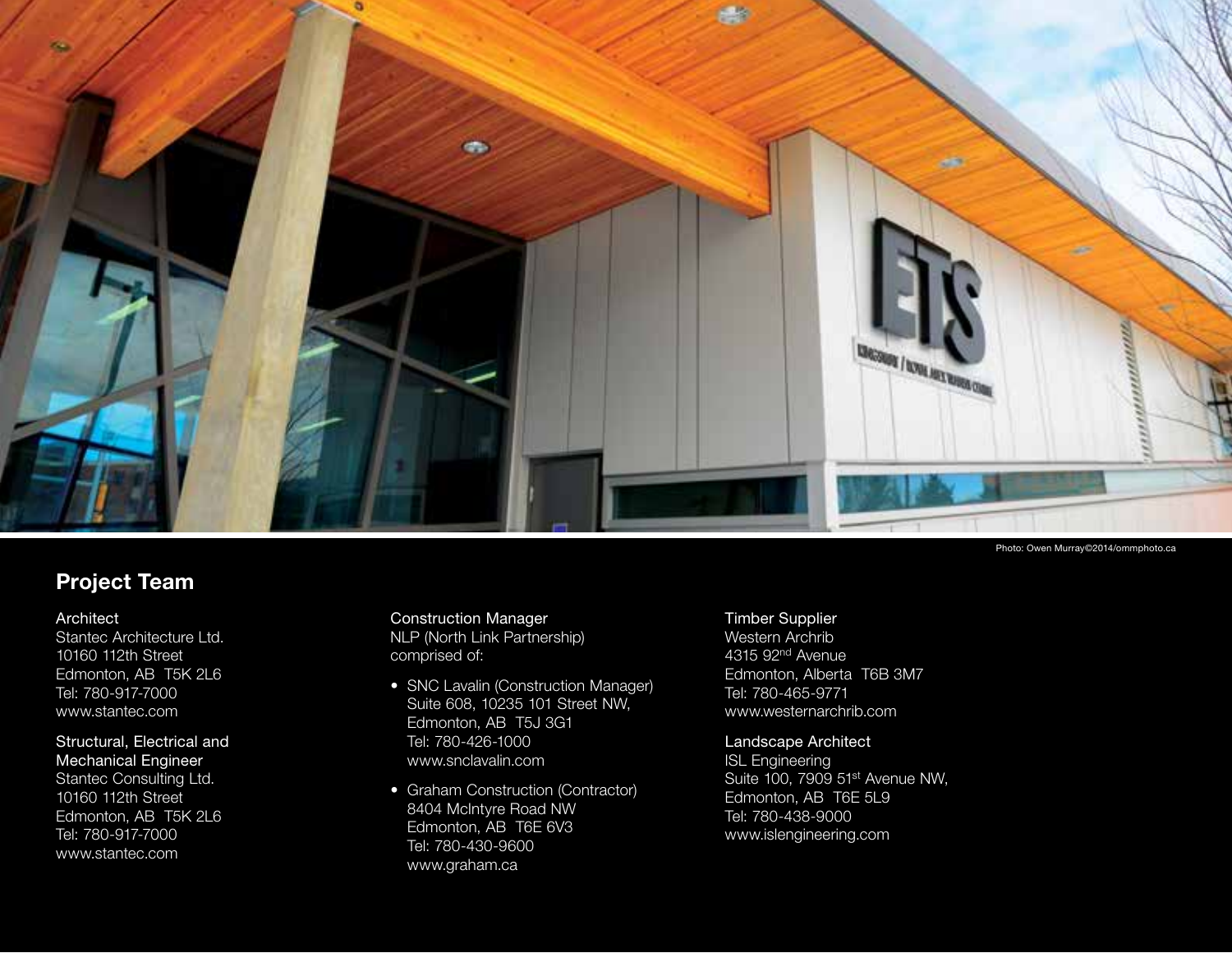Photo: Owen Murray©2014/ommphoto.ca

## Project Team

**Architect**
Stantec Architecture Ltd.
10160 112th Street
Edmonton, AB T5K 2L6
Tel: 780-917-7000
www.stantec.com

**Structural, Electrical and Mechanical Engineer**
Stantec Consulting Ltd.
10160 112th Street
Edmonton, AB T5K 2L6
Tel: 780-917-7000
www.stantec.com

**Construction Manager**
NLP (North Link Partnership) comprised of:

- SNC Lavalin (Construction Manager)
  Suite 608, 10235 101 Street NW,
  Edmonton, AB T5J 3G1
  Tel: 780-426-1000
  www.snclavalin.com
- Graham Construction (Contractor)
  8404 McIntyre Road NW
  Edmonton, AB T6E 6V3
  Tel: 780-430-9600
  www.graham.ca

**Timber Supplier**
Western Archrib
4315 92nd Avenue
Edmonton, Alberta T6B 3M7
Tel: 780-465-9771
www.westernarchrib.com

**Landscape Architect**
ISL Engineering
Suite 100, 7909 51st Avenue NW,
Edmonton, AB T6E 5L9
Tel: 780-438-9000
www.islengineering.com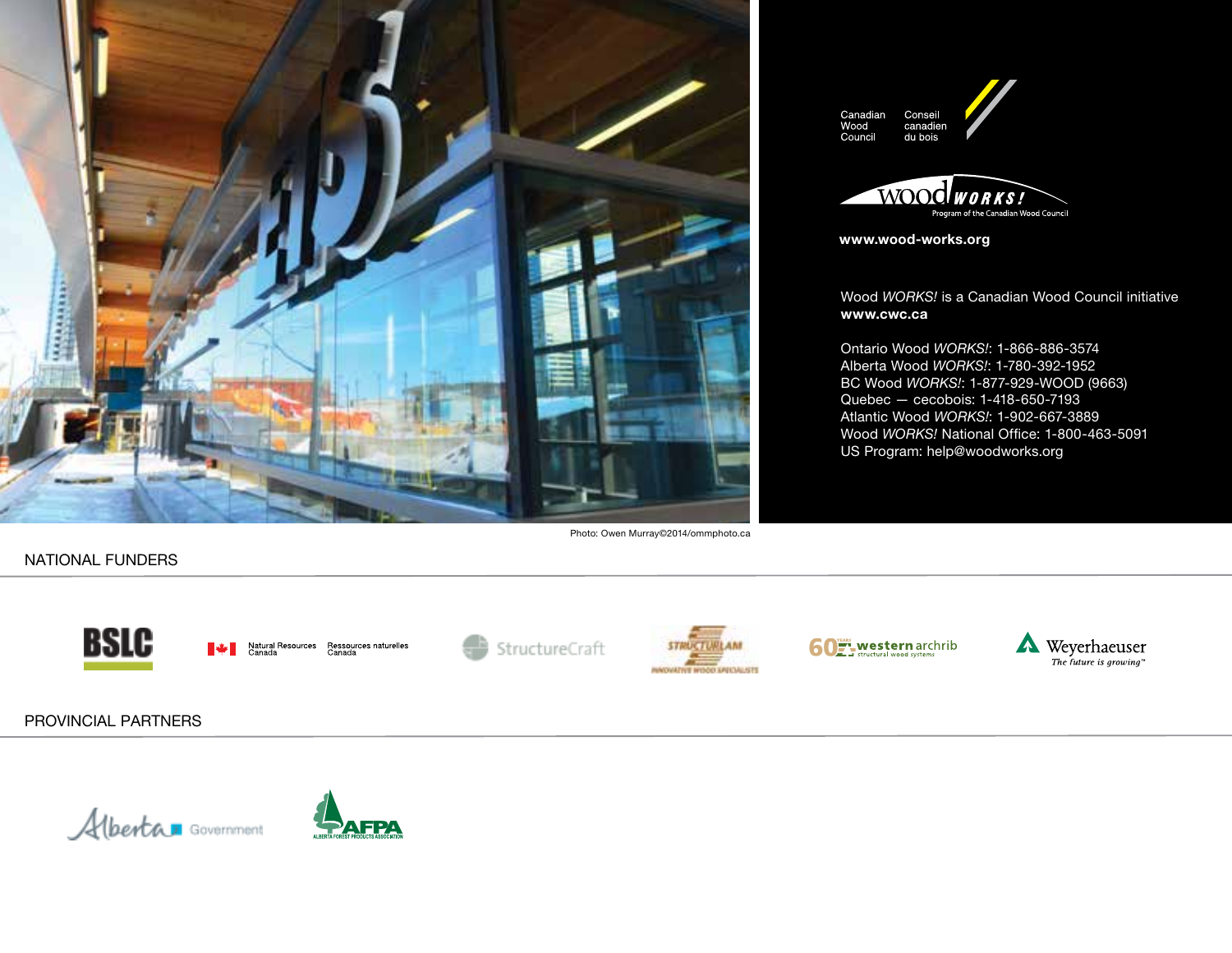Photo: Owen Murray©2014/ommphoto.ca

Canadian Wood Council

Conseil canadien du bois

wood *WORKS!*
Program of the Canadian Wood Council

**www.wood-works.org**

Wood *WORKS!* is a Canadian Wood Council initiative
**www.cwc.ca**

Ontario Wood *WORKS!*: 1-866-886-3574
Alberta Wood *WORKS!*: 1-780-392-1952
BC Wood *WORKS!*: 1-877-929-WOOD (9663)
Quebec — cecobois: 1-418-650-7193
Atlantic Wood *WORKS!*: 1-902-667-3889
Wood *WORKS!* National Office: 1-800-463-5091
US Program: help@woodworks.org

## NATIONAL FUNDERS

BSLC

Natural Resources Canada / Ressources naturelles Canada

StructureCraft

STRUCTURLAM – INNOVATIVE WOOD SPECIALISTS

60 YEARS western archrib – structural wood systems

Weyerhaeuser – The future is growing™

## PROVINCIAL PARTNERS

Alberta Government

AFPA – ALBERTA FOREST PRODUCTS ASSOCIATION